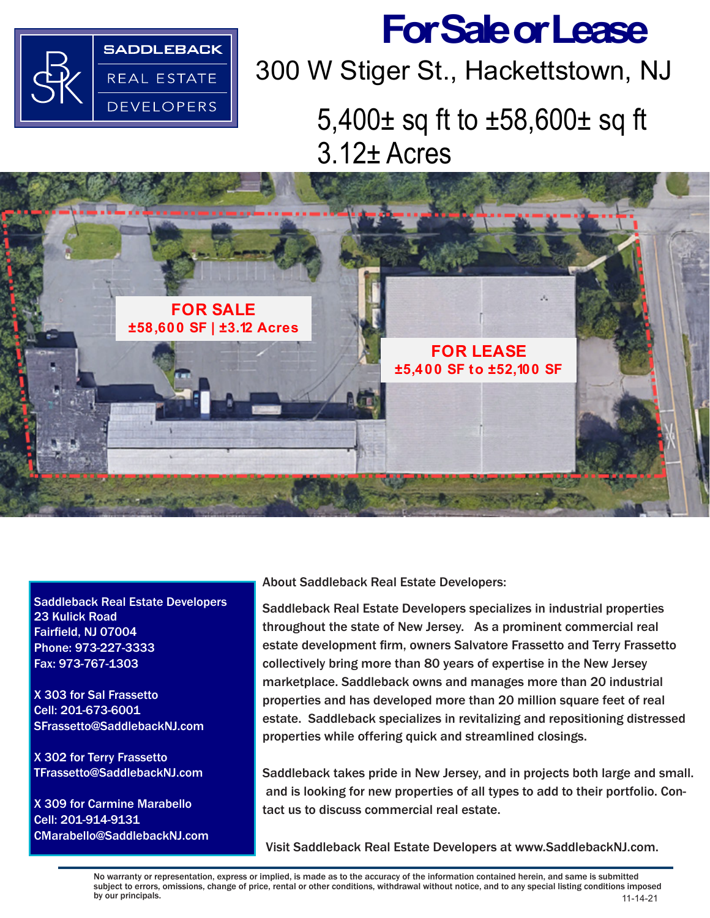SADDLEBACK
REAL ESTATE
DEVELOPERS

# For Sale or Lease

## 300 W Stiger St., Hackettstown, NJ

## 5,400± sq ft to ±58,600± sq ft
## 3.12± Acres

**FOR SALE**
**±58,600 SF | ±3.12 Acres**

**FOR LEASE**
**±5,400 SF to ±52,100 SF**

Saddleback Real Estate Developers
23 Kulick Road
Fairfield, NJ 07004
Phone: 973-227-3333
Fax: 973-767-1303

X 303 for Sal Frassetto
Cell: 201-673-6001
SFrassetto@SaddlebackNJ.com

X 302 for Terry Frassetto
TFrassetto@SaddlebackNJ.com

X 309 for Carmine Marabello
Cell: 201-914-9131
CMarabello@SaddlebackNJ.com

About Saddleback Real Estate Developers:

Saddleback Real Estate Developers specializes in industrial properties throughout the state of New Jersey. As a prominent commercial real estate development firm, owners Salvatore Frassetto and Terry Frassetto collectively bring more than 80 years of expertise in the New Jersey marketplace. Saddleback owns and manages more than 20 industrial properties and has developed more than 20 million square feet of real estate. Saddleback specializes in revitalizing and repositioning distressed properties while offering quick and streamlined closings.

Saddleback takes pride in New Jersey, and in projects both large and small. and is looking for new properties of all types to add to their portfolio. Contact us to discuss commercial real estate.

Visit Saddleback Real Estate Developers at www.SaddlebackNJ.com.

No warranty or representation, express or implied, is made as to the accuracy of the information contained herein, and same is submitted subject to errors, omissions, change of price, rental or other conditions, withdrawal without notice, and to any special listing conditions imposed by our principals.

11-14-21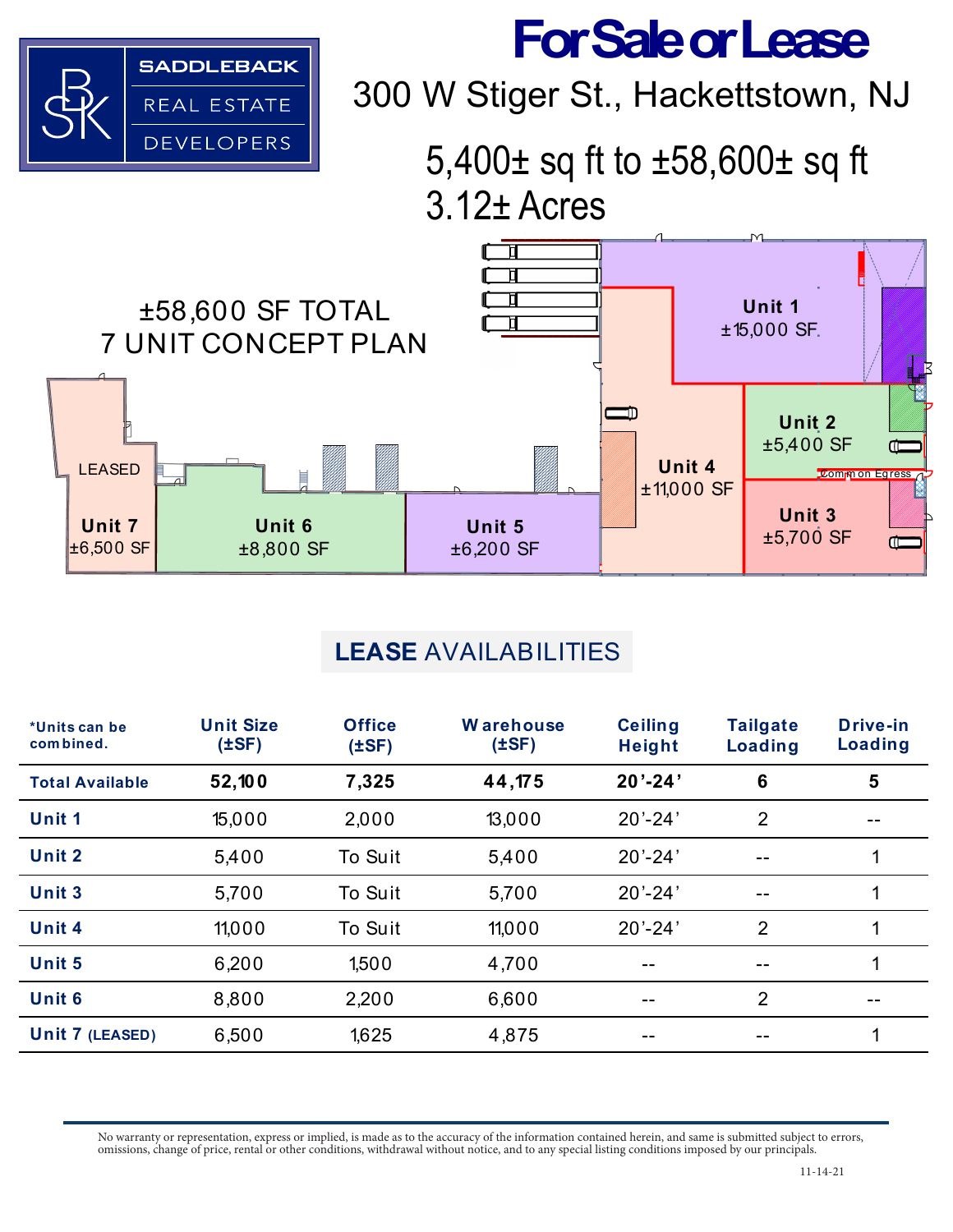# For Sale or Lease

## 300 W Stiger St., Hackettstown, NJ

## 5,400± sq ft to ±58,600± sq ft
## 3.12± Acres

SADDLEBACK REAL ESTATE DEVELOPERS

±58,600 SF TOTAL
7 UNIT CONCEPT PLAN

Unit 1
±15,000 SF

Unit 2
±5,400 SF

Common Egress

Unit 3
±5,700 SF

Unit 4
±11,000 SF

Unit 5
±6,200 SF

Unit 6
±8,800 SF

LEASED
Unit 7
±6,500 SF

## LEASE AVAILABILITIES

| *Units can be combined. | Unit Size (±SF) | Office (±SF) | Warehouse (±SF) | Ceiling Height | Tailgate Loading | Drive-in Loading |
|---|---|---|---|---|---|---|
| **Total Available** | **52,100** | **7,325** | **44,175** | **20'-24'** | **6** | **5** |
| **Unit 1** | 15,000 | 2,000 | 13,000 | 20'-24' | 2 | -- |
| **Unit 2** | 5,400 | To Suit | 5,400 | 20'-24' | -- | 1 |
| **Unit 3** | 5,700 | To Suit | 5,700 | 20'-24' | -- | 1 |
| **Unit 4** | 11,000 | To Suit | 11,000 | 20'-24' | 2 | 1 |
| **Unit 5** | 6,200 | 1,500 | 4,700 | -- | -- | 1 |
| **Unit 6** | 8,800 | 2,200 | 6,600 | -- | 2 | -- |
| **Unit 7 (LEASED)** | 6,500 | 1,625 | 4,875 | -- | -- | 1 |

No warranty or representation, express or implied, is made as to the accuracy of the information contained herein, and same is submitted subject to errors, omissions, change of price, rental or other conditions, withdrawal without notice, and to any special listing conditions imposed by our principals.

11-14-21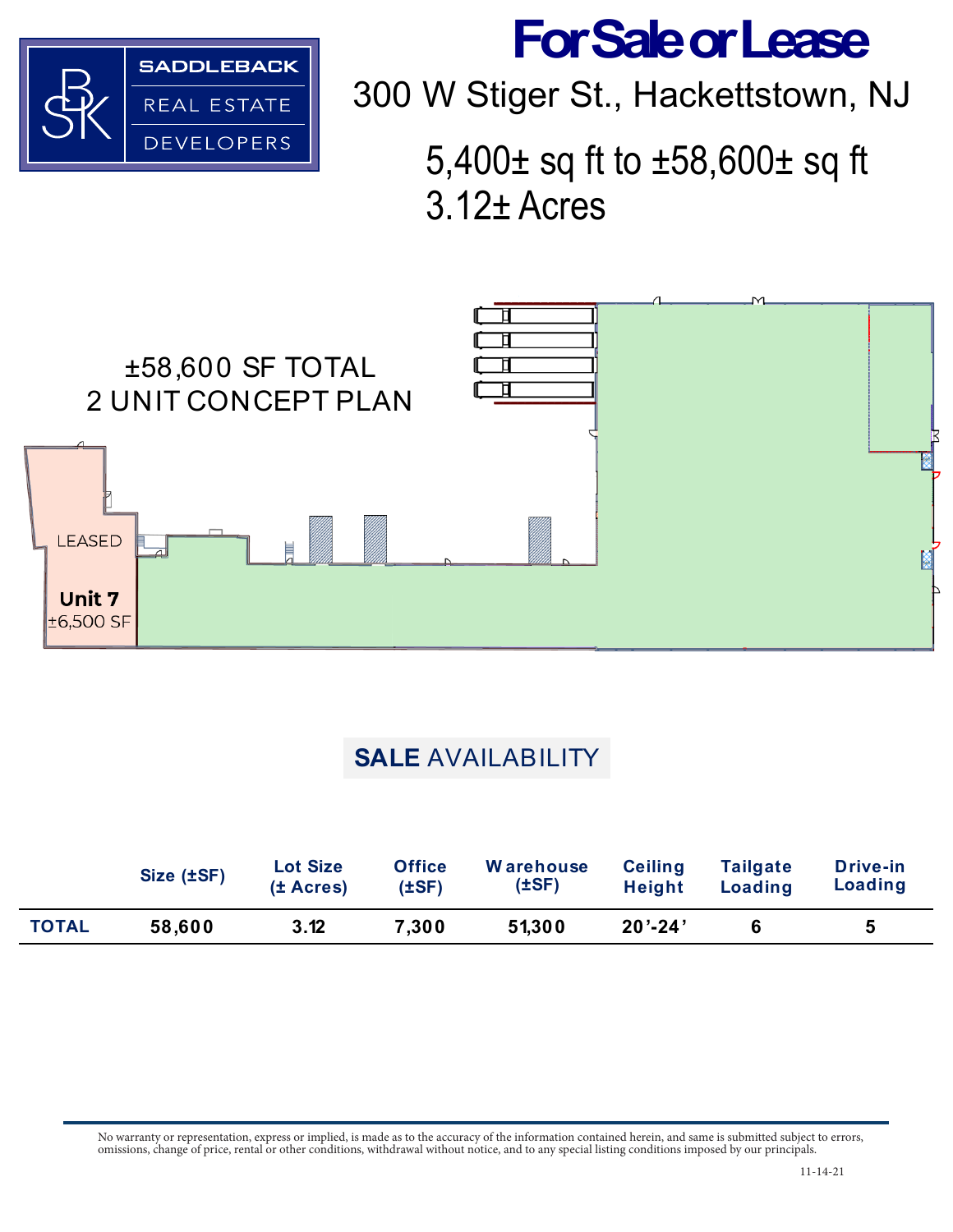SADDLEBACK REAL ESTATE DEVELOPERS

# For Sale or Lease

300 W Stiger St., Hackettstown, NJ

5,400± sq ft to ±58,600± sq ft

3.12± Acres

±58,600 SF TOTAL

2 UNIT CONCEPT PLAN

LEASED

Unit 7

±6,500 SF

## SALE AVAILABILITY

| | Size (±SF) | Lot Size (± Acres) | Office (±SF) | Warehouse (±SF) | Ceiling Height | Tailgate Loading | Drive-in Loading |
|---|---|---|---|---|---|---|---|
| TOTAL | 58,600 | 3.12 | 7,300 | 51,300 | 20'-24' | 6 | 5 |

No warranty or representation, express or implied, is made as to the accuracy of the information contained herein, and same is submitted subject to errors, omissions, change of price, rental or other conditions, withdrawal without notice, and to any special listing conditions imposed by our principals.

11-14-21